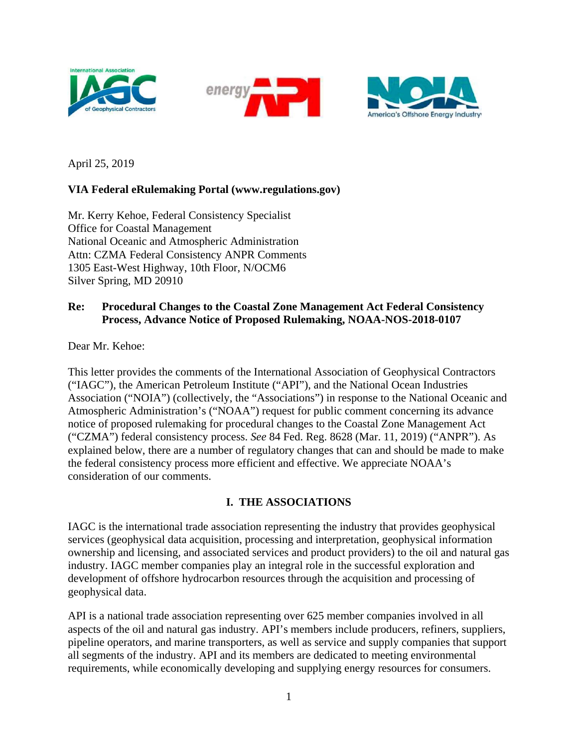April 25, 2019

**VIA Federal eRulemaking Portal (www.regulations.gov)**

Mr. Kerry Kehoe, Federal Consistency Specialist
Office for Coastal Management
National Oceanic and Atmospheric Administration
Attn: CZMA Federal Consistency ANPR Comments
1305 East-West Highway, 10th Floor, N/OCM6
Silver Spring, MD 20910

**Re: Procedural Changes to the Coastal Zone Management Act Federal Consistency Process, Advance Notice of Proposed Rulemaking, NOAA-NOS-2018-0107**

Dear Mr. Kehoe:

This letter provides the comments of the International Association of Geophysical Contractors ("IAGC"), the American Petroleum Institute ("API"), and the National Ocean Industries Association ("NOIA") (collectively, the "Associations") in response to the National Oceanic and Atmospheric Administration's ("NOAA") request for public comment concerning its advance notice of proposed rulemaking for procedural changes to the Coastal Zone Management Act ("CZMA") federal consistency process. *See* 84 Fed. Reg. 8628 (Mar. 11, 2019) ("ANPR"). As explained below, there are a number of regulatory changes that can and should be made to make the federal consistency process more efficient and effective. We appreciate NOAA's consideration of our comments.

## I. THE ASSOCIATIONS

IAGC is the international trade association representing the industry that provides geophysical services (geophysical data acquisition, processing and interpretation, geophysical information ownership and licensing, and associated services and product providers) to the oil and natural gas industry. IAGC member companies play an integral role in the successful exploration and development of offshore hydrocarbon resources through the acquisition and processing of geophysical data.

API is a national trade association representing over 625 member companies involved in all aspects of the oil and natural gas industry. API's members include producers, refiners, suppliers, pipeline operators, and marine transporters, as well as service and supply companies that support all segments of the industry. API and its members are dedicated to meeting environmental requirements, while economically developing and supplying energy resources for consumers.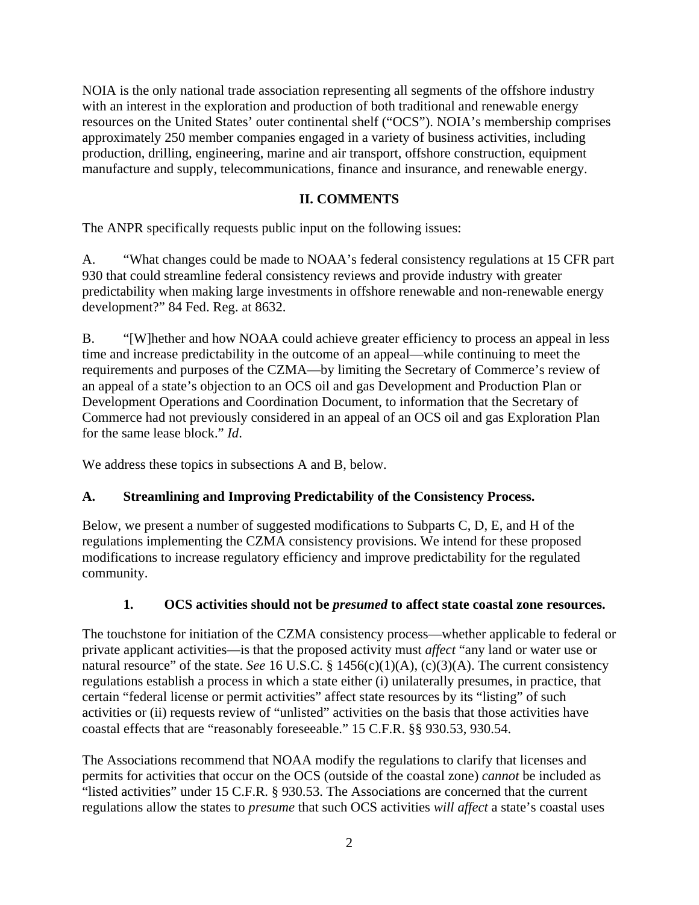NOIA is the only national trade association representing all segments of the offshore industry with an interest in the exploration and production of both traditional and renewable energy resources on the United States' outer continental shelf ("OCS"). NOIA's membership comprises approximately 250 member companies engaged in a variety of business activities, including production, drilling, engineering, marine and air transport, offshore construction, equipment manufacture and supply, telecommunications, finance and insurance, and renewable energy.

## II. COMMENTS

The ANPR specifically requests public input on the following issues:

A. "What changes could be made to NOAA's federal consistency regulations at 15 CFR part 930 that could streamline federal consistency reviews and provide industry with greater predictability when making large investments in offshore renewable and non-renewable energy development?" 84 Fed. Reg. at 8632.

B. "[W]hether and how NOAA could achieve greater efficiency to process an appeal in less time and increase predictability in the outcome of an appeal—while continuing to meet the requirements and purposes of the CZMA—by limiting the Secretary of Commerce's review of an appeal of a state's objection to an OCS oil and gas Development and Production Plan or Development Operations and Coordination Document, to information that the Secretary of Commerce had not previously considered in an appeal of an OCS oil and gas Exploration Plan for the same lease block." *Id*.

We address these topics in subsections A and B, below.

### A. Streamlining and Improving Predictability of the Consistency Process.

Below, we present a number of suggested modifications to Subparts C, D, E, and H of the regulations implementing the CZMA consistency provisions. We intend for these proposed modifications to increase regulatory efficiency and improve predictability for the regulated community.

#### 1. OCS activities should not be *presumed* to affect state coastal zone resources.

The touchstone for initiation of the CZMA consistency process—whether applicable to federal or private applicant activities—is that the proposed activity must *affect* "any land or water use or natural resource" of the state. *See* 16 U.S.C. § 1456(c)(1)(A), (c)(3)(A). The current consistency regulations establish a process in which a state either (i) unilaterally presumes, in practice, that certain "federal license or permit activities" affect state resources by its "listing" of such activities or (ii) requests review of "unlisted" activities on the basis that those activities have coastal effects that are "reasonably foreseeable." 15 C.F.R. §§ 930.53, 930.54.

The Associations recommend that NOAA modify the regulations to clarify that licenses and permits for activities that occur on the OCS (outside of the coastal zone) *cannot* be included as "listed activities" under 15 C.F.R. § 930.53. The Associations are concerned that the current regulations allow the states to *presume* that such OCS activities *will affect* a state's coastal uses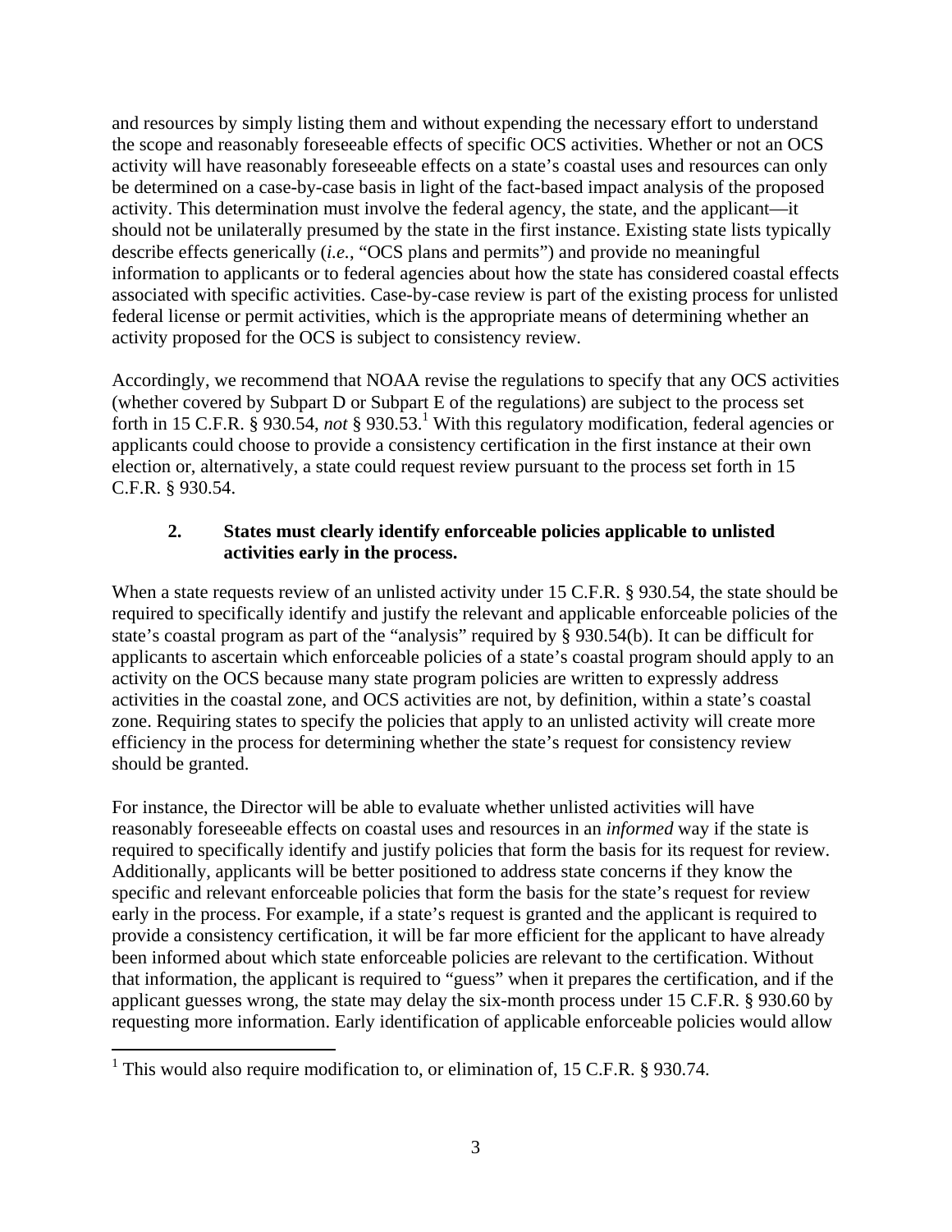and resources by simply listing them and without expending the necessary effort to understand the scope and reasonably foreseeable effects of specific OCS activities. Whether or not an OCS activity will have reasonably foreseeable effects on a state's coastal uses and resources can only be determined on a case-by-case basis in light of the fact-based impact analysis of the proposed activity. This determination must involve the federal agency, the state, and the applicant—it should not be unilaterally presumed by the state in the first instance. Existing state lists typically describe effects generically (*i.e.*, "OCS plans and permits") and provide no meaningful information to applicants or to federal agencies about how the state has considered coastal effects associated with specific activities. Case-by-case review is part of the existing process for unlisted federal license or permit activities, which is the appropriate means of determining whether an activity proposed for the OCS is subject to consistency review.

Accordingly, we recommend that NOAA revise the regulations to specify that any OCS activities (whether covered by Subpart D or Subpart E of the regulations) are subject to the process set forth in 15 C.F.R. § 930.54, *not* § 930.53.[1] With this regulatory modification, federal agencies or applicants could choose to provide a consistency certification in the first instance at their own election or, alternatively, a state could request review pursuant to the process set forth in 15 C.F.R. § 930.54.

### 2. States must clearly identify enforceable policies applicable to unlisted activities early in the process.

When a state requests review of an unlisted activity under 15 C.F.R. § 930.54, the state should be required to specifically identify and justify the relevant and applicable enforceable policies of the state's coastal program as part of the "analysis" required by § 930.54(b). It can be difficult for applicants to ascertain which enforceable policies of a state's coastal program should apply to an activity on the OCS because many state program policies are written to expressly address activities in the coastal zone, and OCS activities are not, by definition, within a state's coastal zone. Requiring states to specify the policies that apply to an unlisted activity will create more efficiency in the process for determining whether the state's request for consistency review should be granted.

For instance, the Director will be able to evaluate whether unlisted activities will have reasonably foreseeable effects on coastal uses and resources in an *informed* way if the state is required to specifically identify and justify policies that form the basis for its request for review. Additionally, applicants will be better positioned to address state concerns if they know the specific and relevant enforceable policies that form the basis for the state's request for review early in the process. For example, if a state's request is granted and the applicant is required to provide a consistency certification, it will be far more efficient for the applicant to have already been informed about which state enforceable policies are relevant to the certification. Without that information, the applicant is required to "guess" when it prepares the certification, and if the applicant guesses wrong, the state may delay the six-month process under 15 C.F.R. § 930.60 by requesting more information. Early identification of applicable enforceable policies would allow

---

[1] This would also require modification to, or elimination of, 15 C.F.R. § 930.74.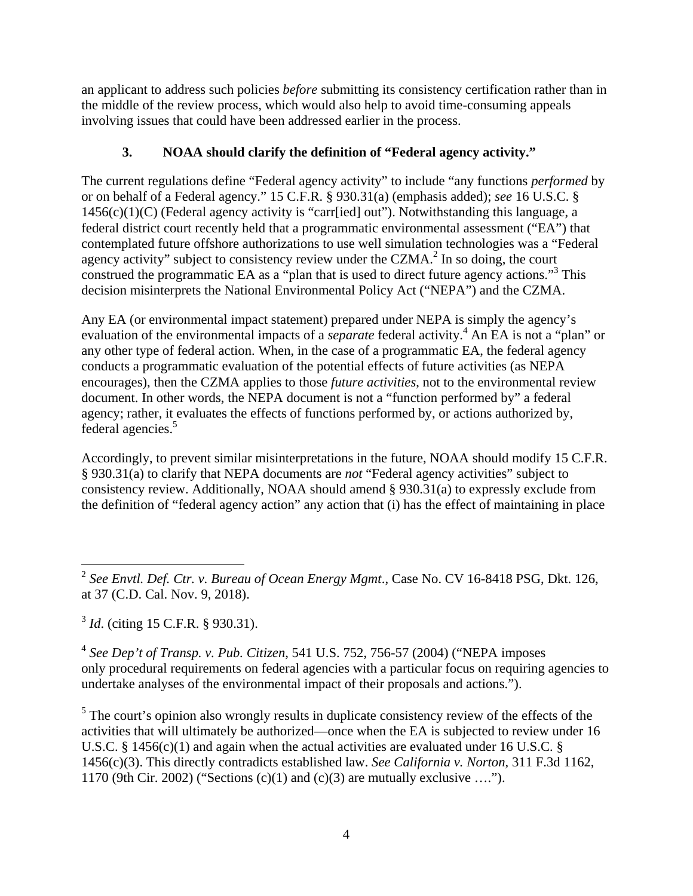an applicant to address such policies *before* submitting its consistency certification rather than in the middle of the review process, which would also help to avoid time-consuming appeals involving issues that could have been addressed earlier in the process.

### 3. NOAA should clarify the definition of "Federal agency activity."

The current regulations define "Federal agency activity" to include "any functions *performed* by or on behalf of a Federal agency." 15 C.F.R. § 930.31(a) (emphasis added); *see* 16 U.S.C. § 1456(c)(1)(C) (Federal agency activity is "carr[ied] out"). Notwithstanding this language, a federal district court recently held that a programmatic environmental assessment ("EA") that contemplated future offshore authorizations to use well simulation technologies was a "Federal agency activity" subject to consistency review under the CZMA.[2] In so doing, the court construed the programmatic EA as a "plan that is used to direct future agency actions."[3] This decision misinterprets the National Environmental Policy Act ("NEPA") and the CZMA.

Any EA (or environmental impact statement) prepared under NEPA is simply the agency's evaluation of the environmental impacts of a *separate* federal activity.[4] An EA is not a "plan" or any other type of federal action. When, in the case of a programmatic EA, the federal agency conducts a programmatic evaluation of the potential effects of future activities (as NEPA encourages), then the CZMA applies to those *future activities*, not to the environmental review document. In other words, the NEPA document is not a "function performed by" a federal agency; rather, it evaluates the effects of functions performed by, or actions authorized by, federal agencies.[5]

Accordingly, to prevent similar misinterpretations in the future, NOAA should modify 15 C.F.R. § 930.31(a) to clarify that NEPA documents are *not* "Federal agency activities" subject to consistency review. Additionally, NOAA should amend § 930.31(a) to expressly exclude from the definition of "federal agency action" any action that (i) has the effect of maintaining in place

---

[2] *See Envtl. Def. Ctr. v. Bureau of Ocean Energy Mgmt*., Case No. CV 16-8418 PSG, Dkt. 126, at 37 (C.D. Cal. Nov. 9, 2018).

[3] *Id*. (citing 15 C.F.R. § 930.31).

[4] *See Dep't of Transp. v. Pub. Citizen*, 541 U.S. 752, 756-57 (2004) ("NEPA imposes only procedural requirements on federal agencies with a particular focus on requiring agencies to undertake analyses of the environmental impact of their proposals and actions.").

[5] The court's opinion also wrongly results in duplicate consistency review of the effects of the activities that will ultimately be authorized—once when the EA is subjected to review under 16 U.S.C. § 1456(c)(1) and again when the actual activities are evaluated under 16 U.S.C. § 1456(c)(3). This directly contradicts established law. *See California v. Norton*, 311 F.3d 1162, 1170 (9th Cir. 2002) ("Sections (c)(1) and (c)(3) are mutually exclusive ….").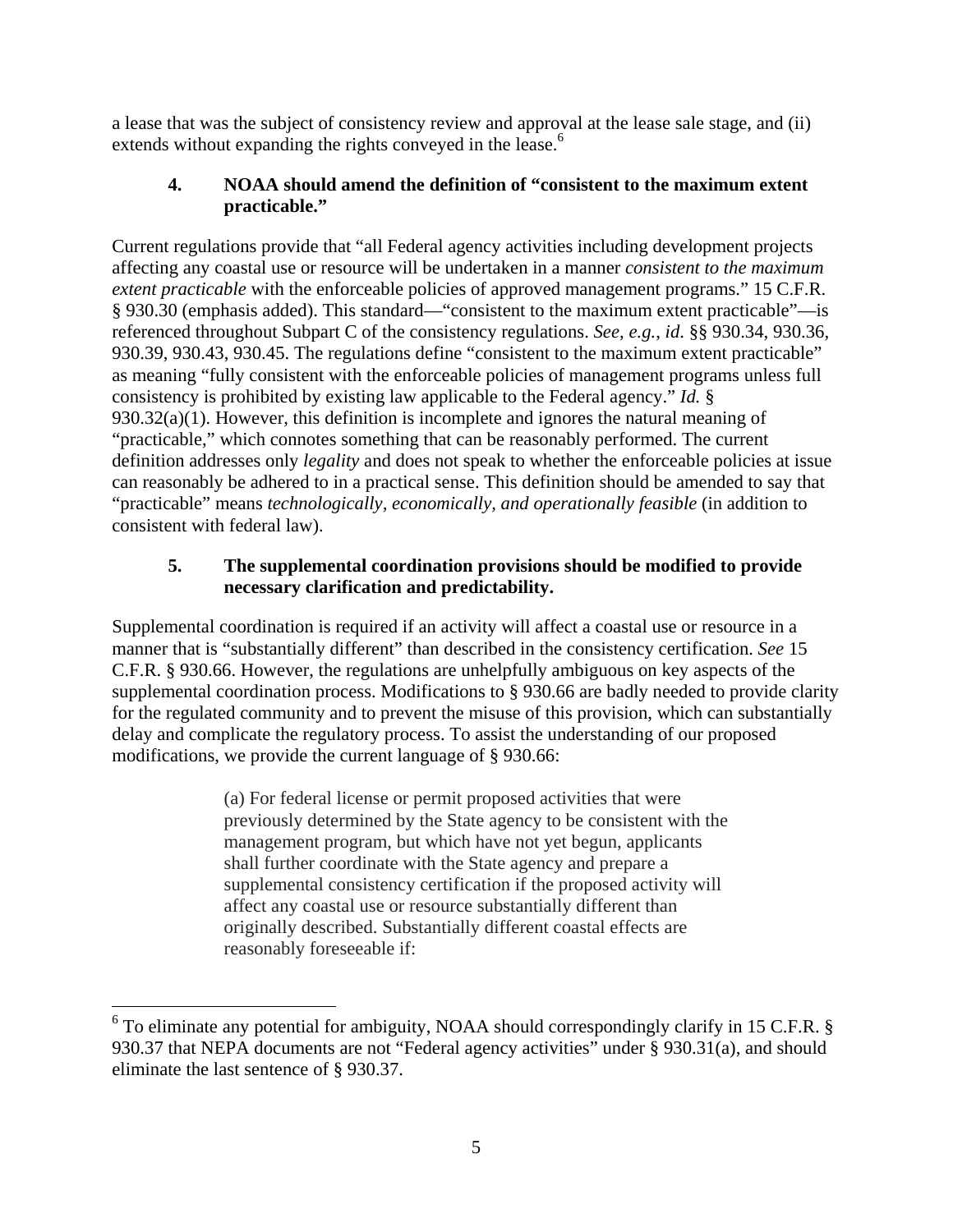a lease that was the subject of consistency review and approval at the lease sale stage, and (ii) extends without expanding the rights conveyed in the lease.[6]

### 4. NOAA should amend the definition of "consistent to the maximum extent practicable."

Current regulations provide that "all Federal agency activities including development projects affecting any coastal use or resource will be undertaken in a manner *consistent to the maximum extent practicable* with the enforceable policies of approved management programs." 15 C.F.R. § 930.30 (emphasis added). This standard—"consistent to the maximum extent practicable"—is referenced throughout Subpart C of the consistency regulations. *See, e.g.*, *id*. §§ 930.34, 930.36, 930.39, 930.43, 930.45. The regulations define "consistent to the maximum extent practicable" as meaning "fully consistent with the enforceable policies of management programs unless full consistency is prohibited by existing law applicable to the Federal agency." *Id.* § 930.32(a)(1). However, this definition is incomplete and ignores the natural meaning of "practicable," which connotes something that can be reasonably performed. The current definition addresses only *legality* and does not speak to whether the enforceable policies at issue can reasonably be adhered to in a practical sense. This definition should be amended to say that "practicable" means *technologically, economically, and operationally feasible* (in addition to consistent with federal law).

### 5. The supplemental coordination provisions should be modified to provide necessary clarification and predictability.

Supplemental coordination is required if an activity will affect a coastal use or resource in a manner that is "substantially different" than described in the consistency certification. *See* 15 C.F.R. § 930.66. However, the regulations are unhelpfully ambiguous on key aspects of the supplemental coordination process. Modifications to § 930.66 are badly needed to provide clarity for the regulated community and to prevent the misuse of this provision, which can substantially delay and complicate the regulatory process. To assist the understanding of our proposed modifications, we provide the current language of § 930.66:

> (a) For federal license or permit proposed activities that were previously determined by the State agency to be consistent with the management program, but which have not yet begun, applicants shall further coordinate with the State agency and prepare a supplemental consistency certification if the proposed activity will affect any coastal use or resource substantially different than originally described. Substantially different coastal effects are reasonably foreseeable if:

[6] To eliminate any potential for ambiguity, NOAA should correspondingly clarify in 15 C.F.R. § 930.37 that NEPA documents are not "Federal agency activities" under § 930.31(a), and should eliminate the last sentence of § 930.37.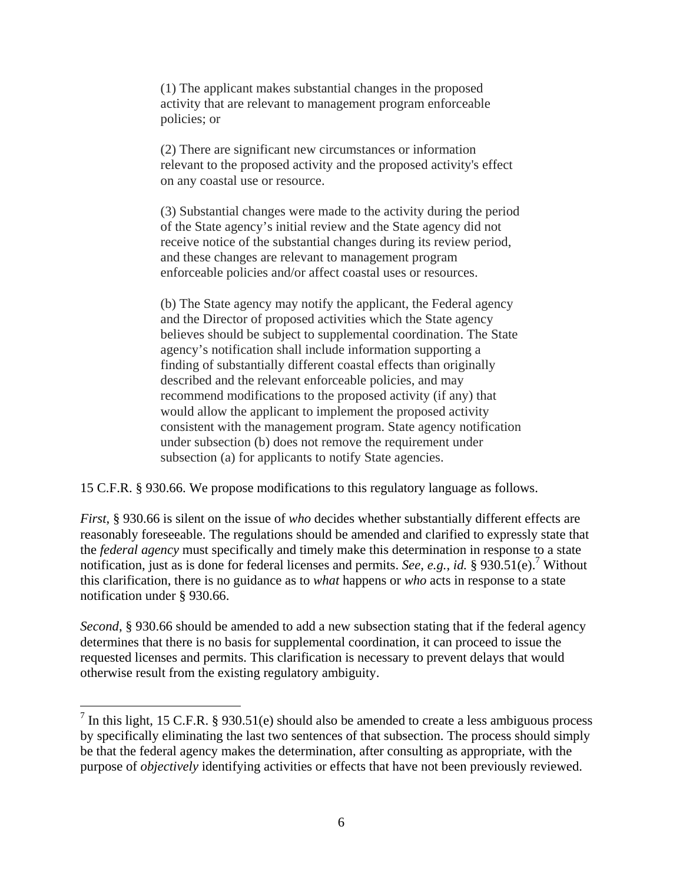> (1) The applicant makes substantial changes in the proposed activity that are relevant to management program enforceable policies; or
>
> (2) There are significant new circumstances or information relevant to the proposed activity and the proposed activity's effect on any coastal use or resource.
>
> (3) Substantial changes were made to the activity during the period of the State agency's initial review and the State agency did not receive notice of the substantial changes during its review period, and these changes are relevant to management program enforceable policies and/or affect coastal uses or resources.
>
> (b) The State agency may notify the applicant, the Federal agency and the Director of proposed activities which the State agency believes should be subject to supplemental coordination. The State agency's notification shall include information supporting a finding of substantially different coastal effects than originally described and the relevant enforceable policies, and may recommend modifications to the proposed activity (if any) that would allow the applicant to implement the proposed activity consistent with the management program. State agency notification under subsection (b) does not remove the requirement under subsection (a) for applicants to notify State agencies.

15 C.F.R. § 930.66. We propose modifications to this regulatory language as follows.

*First*, § 930.66 is silent on the issue of *who* decides whether substantially different effects are reasonably foreseeable. The regulations should be amended and clarified to expressly state that the *federal agency* must specifically and timely make this determination in response to a state notification, just as is done for federal licenses and permits. *See, e.g.*, *id.* § 930.51(e).[7] Without this clarification, there is no guidance as to *what* happens or *who* acts in response to a state notification under § 930.66.

*Second*, § 930.66 should be amended to add a new subsection stating that if the federal agency determines that there is no basis for supplemental coordination, it can proceed to issue the requested licenses and permits. This clarification is necessary to prevent delays that would otherwise result from the existing regulatory ambiguity.

---

[7] In this light, 15 C.F.R. § 930.51(e) should also be amended to create a less ambiguous process by specifically eliminating the last two sentences of that subsection. The process should simply be that the federal agency makes the determination, after consulting as appropriate, with the purpose of *objectively* identifying activities or effects that have not been previously reviewed.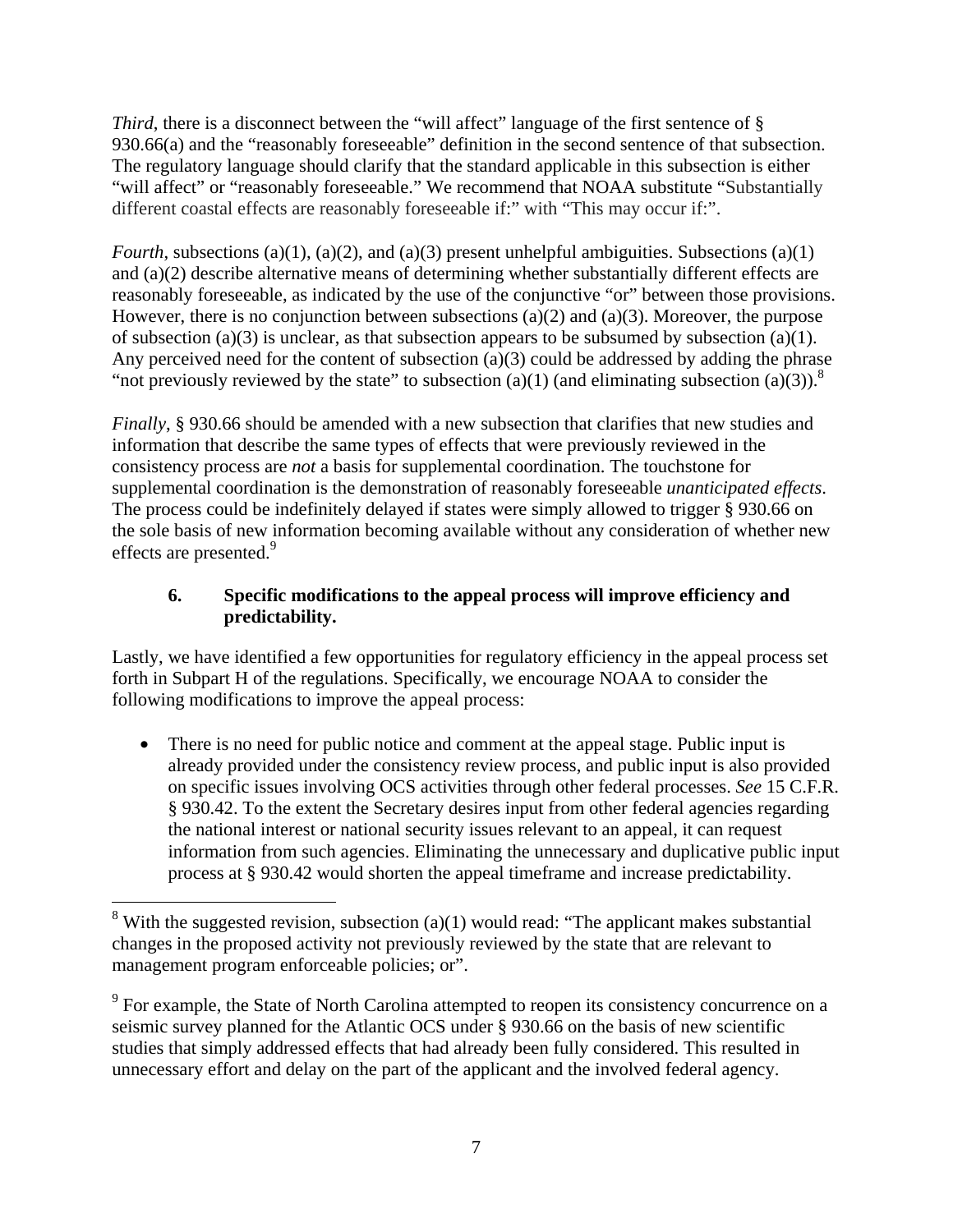*Third*, there is a disconnect between the "will affect" language of the first sentence of § 930.66(a) and the "reasonably foreseeable" definition in the second sentence of that subsection. The regulatory language should clarify that the standard applicable in this subsection is either "will affect" or "reasonably foreseeable." We recommend that NOAA substitute "Substantially different coastal effects are reasonably foreseeable if:" with "This may occur if:".

*Fourth*, subsections (a)(1), (a)(2), and (a)(3) present unhelpful ambiguities. Subsections (a)(1) and (a)(2) describe alternative means of determining whether substantially different effects are reasonably foreseeable, as indicated by the use of the conjunctive "or" between those provisions. However, there is no conjunction between subsections (a)(2) and (a)(3). Moreover, the purpose of subsection (a)(3) is unclear, as that subsection appears to be subsumed by subsection (a)(1). Any perceived need for the content of subsection (a)(3) could be addressed by adding the phrase "not previously reviewed by the state" to subsection (a)(1) (and eliminating subsection (a)(3)).[8]

*Finally*, § 930.66 should be amended with a new subsection that clarifies that new studies and information that describe the same types of effects that were previously reviewed in the consistency process are *not* a basis for supplemental coordination. The touchstone for supplemental coordination is the demonstration of reasonably foreseeable *unanticipated effects*. The process could be indefinitely delayed if states were simply allowed to trigger § 930.66 on the sole basis of new information becoming available without any consideration of whether new effects are presented.[9]

### 6. Specific modifications to the appeal process will improve efficiency and predictability.

Lastly, we have identified a few opportunities for regulatory efficiency in the appeal process set forth in Subpart H of the regulations. Specifically, we encourage NOAA to consider the following modifications to improve the appeal process:

- There is no need for public notice and comment at the appeal stage. Public input is already provided under the consistency review process, and public input is also provided on specific issues involving OCS activities through other federal processes. *See* 15 C.F.R. § 930.42. To the extent the Secretary desires input from other federal agencies regarding the national interest or national security issues relevant to an appeal, it can request information from such agencies. Eliminating the unnecessary and duplicative public input process at § 930.42 would shorten the appeal timeframe and increase predictability.

---

[8] With the suggested revision, subsection (a)(1) would read: "The applicant makes substantial changes in the proposed activity not previously reviewed by the state that are relevant to management program enforceable policies; or".

[9] For example, the State of North Carolina attempted to reopen its consistency concurrence on a seismic survey planned for the Atlantic OCS under § 930.66 on the basis of new scientific studies that simply addressed effects that had already been fully considered. This resulted in unnecessary effort and delay on the part of the applicant and the involved federal agency.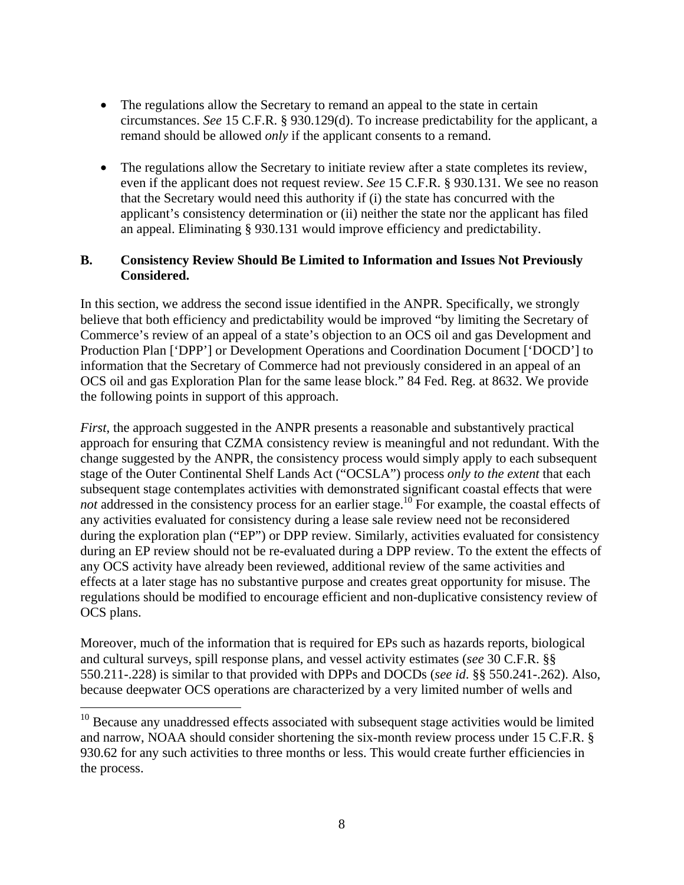- The regulations allow the Secretary to remand an appeal to the state in certain circumstances. *See* 15 C.F.R. § 930.129(d). To increase predictability for the applicant, a remand should be allowed *only* if the applicant consents to a remand.

- The regulations allow the Secretary to initiate review after a state completes its review, even if the applicant does not request review. *See* 15 C.F.R. § 930.131. We see no reason that the Secretary would need this authority if (i) the state has concurred with the applicant's consistency determination or (ii) neither the state nor the applicant has filed an appeal. Eliminating § 930.131 would improve efficiency and predictability.

**B. Consistency Review Should Be Limited to Information and Issues Not Previously Considered.**

In this section, we address the second issue identified in the ANPR. Specifically, we strongly believe that both efficiency and predictability would be improved "by limiting the Secretary of Commerce's review of an appeal of a state's objection to an OCS oil and gas Development and Production Plan ['DPP'] or Development Operations and Coordination Document ['DOCD'] to information that the Secretary of Commerce had not previously considered in an appeal of an OCS oil and gas Exploration Plan for the same lease block." 84 Fed. Reg. at 8632. We provide the following points in support of this approach.

*First*, the approach suggested in the ANPR presents a reasonable and substantively practical approach for ensuring that CZMA consistency review is meaningful and not redundant. With the change suggested by the ANPR, the consistency process would simply apply to each subsequent stage of the Outer Continental Shelf Lands Act ("OCSLA") process *only to the extent* that each subsequent stage contemplates activities with demonstrated significant coastal effects that were *not* addressed in the consistency process for an earlier stage.[10] For example, the coastal effects of any activities evaluated for consistency during a lease sale review need not be reconsidered during the exploration plan ("EP") or DPP review. Similarly, activities evaluated for consistency during an EP review should not be re-evaluated during a DPP review. To the extent the effects of any OCS activity have already been reviewed, additional review of the same activities and effects at a later stage has no substantive purpose and creates great opportunity for misuse. The regulations should be modified to encourage efficient and non-duplicative consistency review of OCS plans.

Moreover, much of the information that is required for EPs such as hazards reports, biological and cultural surveys, spill response plans, and vessel activity estimates (*see* 30 C.F.R. §§ 550.211-.228) is similar to that provided with DPPs and DOCDs (*see id*. §§ 550.241-.262). Also, because deepwater OCS operations are characterized by a very limited number of wells and

[10] Because any unaddressed effects associated with subsequent stage activities would be limited and narrow, NOAA should consider shortening the six-month review process under 15 C.F.R. § 930.62 for any such activities to three months or less. This would create further efficiencies in the process.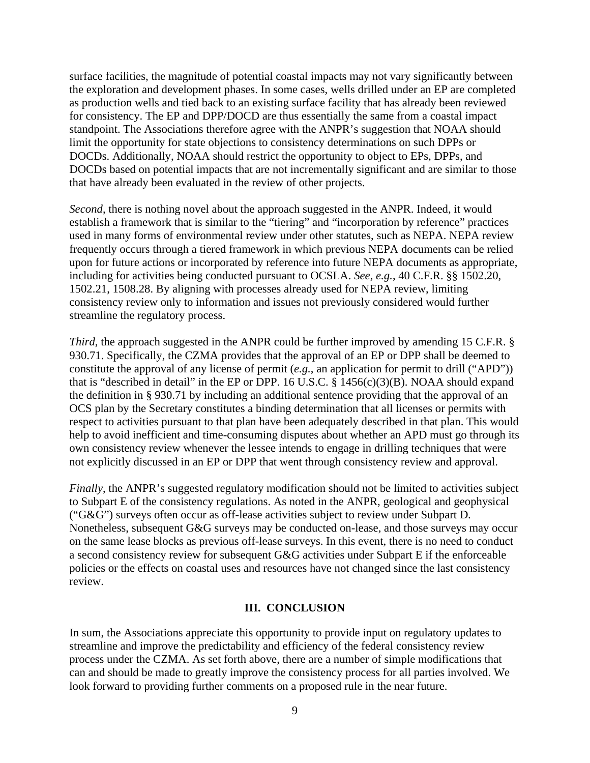surface facilities, the magnitude of potential coastal impacts may not vary significantly between the exploration and development phases. In some cases, wells drilled under an EP are completed as production wells and tied back to an existing surface facility that has already been reviewed for consistency. The EP and DPP/DOCD are thus essentially the same from a coastal impact standpoint. The Associations therefore agree with the ANPR's suggestion that NOAA should limit the opportunity for state objections to consistency determinations on such DPPs or DOCDs. Additionally, NOAA should restrict the opportunity to object to EPs, DPPs, and DOCDs based on potential impacts that are not incrementally significant and are similar to those that have already been evaluated in the review of other projects.

*Second*, there is nothing novel about the approach suggested in the ANPR. Indeed, it would establish a framework that is similar to the "tiering" and "incorporation by reference" practices used in many forms of environmental review under other statutes, such as NEPA. NEPA review frequently occurs through a tiered framework in which previous NEPA documents can be relied upon for future actions or incorporated by reference into future NEPA documents as appropriate, including for activities being conducted pursuant to OCSLA. *See, e.g.*, 40 C.F.R. §§ 1502.20, 1502.21, 1508.28. By aligning with processes already used for NEPA review, limiting consistency review only to information and issues not previously considered would further streamline the regulatory process.

*Third*, the approach suggested in the ANPR could be further improved by amending 15 C.F.R. § 930.71. Specifically, the CZMA provides that the approval of an EP or DPP shall be deemed to constitute the approval of any license of permit (*e.g.*, an application for permit to drill ("APD")) that is "described in detail" in the EP or DPP. 16 U.S.C. § 1456(c)(3)(B). NOAA should expand the definition in § 930.71 by including an additional sentence providing that the approval of an OCS plan by the Secretary constitutes a binding determination that all licenses or permits with respect to activities pursuant to that plan have been adequately described in that plan. This would help to avoid inefficient and time-consuming disputes about whether an APD must go through its own consistency review whenever the lessee intends to engage in drilling techniques that were not explicitly discussed in an EP or DPP that went through consistency review and approval.

*Finally*, the ANPR's suggested regulatory modification should not be limited to activities subject to Subpart E of the consistency regulations. As noted in the ANPR, geological and geophysical ("G&G") surveys often occur as off-lease activities subject to review under Subpart D. Nonetheless, subsequent G&G surveys may be conducted on-lease, and those surveys may occur on the same lease blocks as previous off-lease surveys. In this event, there is no need to conduct a second consistency review for subsequent G&G activities under Subpart E if the enforceable policies or the effects on coastal uses and resources have not changed since the last consistency review.

## III. CONCLUSION

In sum, the Associations appreciate this opportunity to provide input on regulatory updates to streamline and improve the predictability and efficiency of the federal consistency review process under the CZMA. As set forth above, there are a number of simple modifications that can and should be made to greatly improve the consistency process for all parties involved. We look forward to providing further comments on a proposed rule in the near future.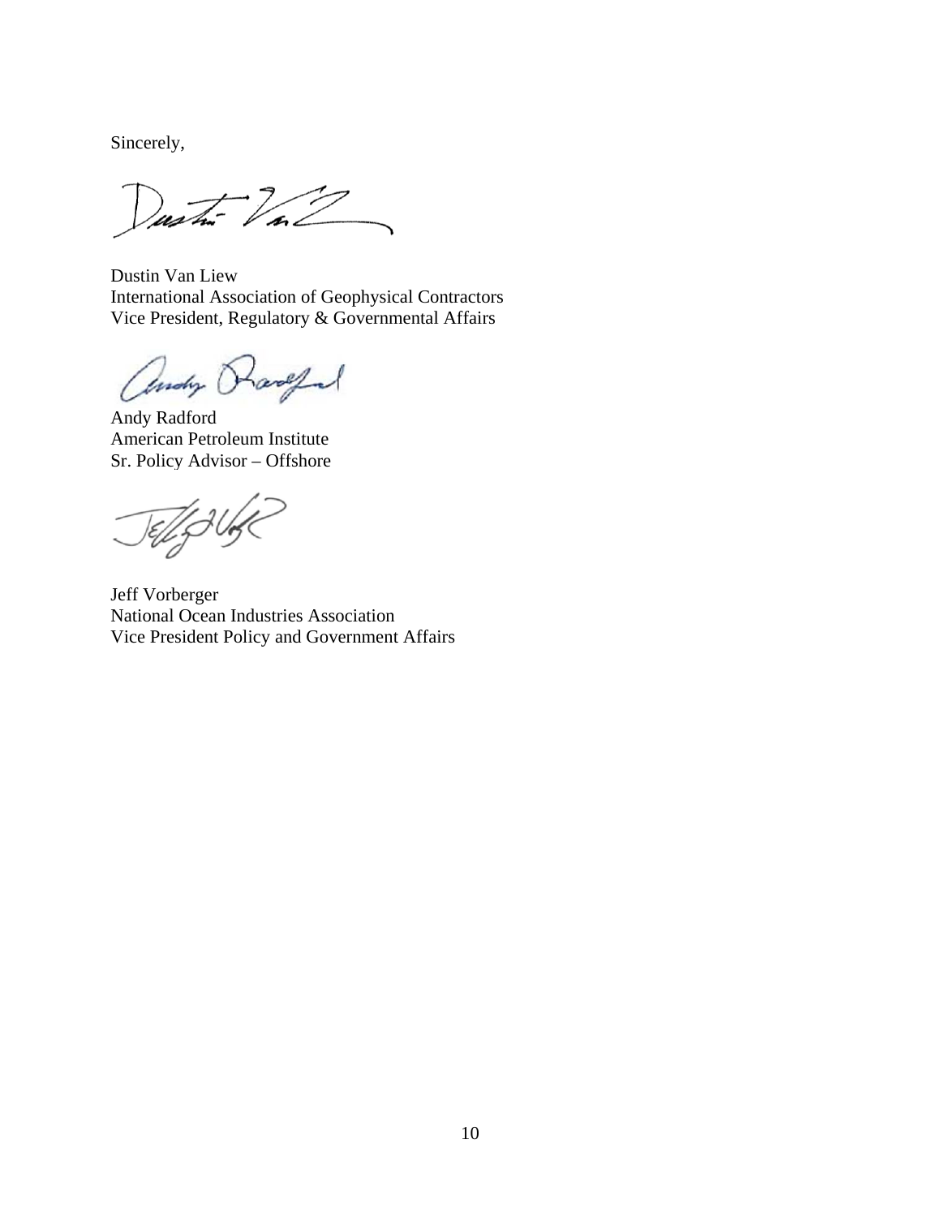Sincerely,

Dustin Van Liew
International Association of Geophysical Contractors
Vice President, Regulatory & Governmental Affairs

Andy Radford
American Petroleum Institute
Sr. Policy Advisor – Offshore

Jeff Vorberger
National Ocean Industries Association
Vice President Policy and Government Affairs